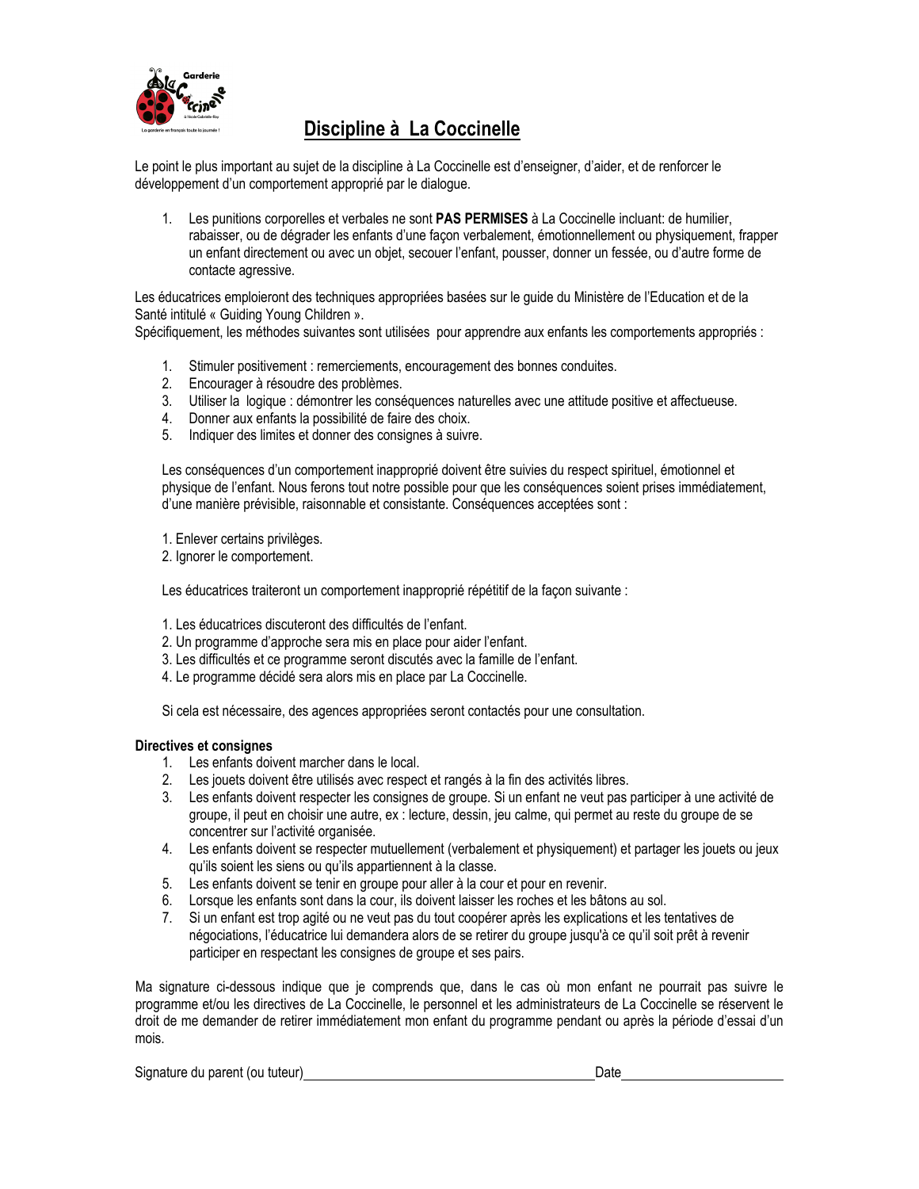# Discipline à La Coccinelle

Le point le plus important au sujet de la discipline à La Coccinelle est d'enseigner, d'aider, et de renforcer le développement d'un comportement approprié par le dialogue.

1. Les punitions corporelles et verbales ne sont **PAS PERMISES** à La Coccinelle incluant: de humilier, rabaisser, ou de dégrader les enfants d'une façon verbalement, émotionnellement ou physiquement, frapper un enfant directement ou avec un objet, secouer l'enfant, pousser, donner un fessée, ou d'autre forme de contacte agressive.

Les éducatrices emploieront des techniques appropriées basées sur le guide du Ministère de l'Education et de la Santé intitulé « Guiding Young Children ».
Spécifiquement, les méthodes suivantes sont utilisées pour apprendre aux enfants les comportements appropriés :

1. Stimuler positivement : remerciements, encouragement des bonnes conduites.
2. Encourager à résoudre des problèmes.
3. Utiliser la logique : démontrer les conséquences naturelles avec une attitude positive et affectueuse.
4. Donner aux enfants la possibilité de faire des choix.
5. Indiquer des limites et donner des consignes à suivre.

Les conséquences d'un comportement inapproprié doivent être suivies du respect spirituel, émotionnel et physique de l'enfant. Nous ferons tout notre possible pour que les conséquences soient prises immédiatement, d'une manière prévisible, raisonnable et consistante. Conséquences acceptées sont :

1. Enlever certains privilèges.
2. Ignorer le comportement.

Les éducatrices traiteront un comportement inapproprié répétitif de la façon suivante :

1. Les éducatrices discuteront des difficultés de l'enfant.
2. Un programme d'approche sera mis en place pour aider l'enfant.
3. Les difficultés et ce programme seront discutés avec la famille de l'enfant.
4. Le programme décidé sera alors mis en place par La Coccinelle.

Si cela est nécessaire, des agences appropriées seront contactés pour une consultation.

**Directives et consignes**

1. Les enfants doivent marcher dans le local.
2. Les jouets doivent être utilisés avec respect et rangés à la fin des activités libres.
3. Les enfants doivent respecter les consignes de groupe. Si un enfant ne veut pas participer à une activité de groupe, il peut en choisir une autre, ex : lecture, dessin, jeu calme, qui permet au reste du groupe de se concentrer sur l'activité organisée.
4. Les enfants doivent se respecter mutuellement (verbalement et physiquement) et partager les jouets ou jeux qu'ils soient les siens ou qu'ils appartiennent à la classe.
5. Les enfants doivent se tenir en groupe pour aller à la cour et pour en revenir.
6. Lorsque les enfants sont dans la cour, ils doivent laisser les roches et les bâtons au sol.
7. Si un enfant est trop agité ou ne veut pas du tout coopérer après les explications et les tentatives de négociations, l'éducatrice lui demandera alors de se retirer du groupe jusqu'à ce qu'il soit prêt à revenir participer en respectant les consignes de groupe et ses pairs.

Ma signature ci-dessous indique que je comprends que, dans le cas où mon enfant ne pourrait pas suivre le programme et/ou les directives de La Coccinelle, le personnel et les administrateurs de La Coccinelle se réservent le droit de me demander de retirer immédiatement mon enfant du programme pendant ou après la période d'essai d'un mois.

Signature du parent (ou tuteur)________________________ Date______________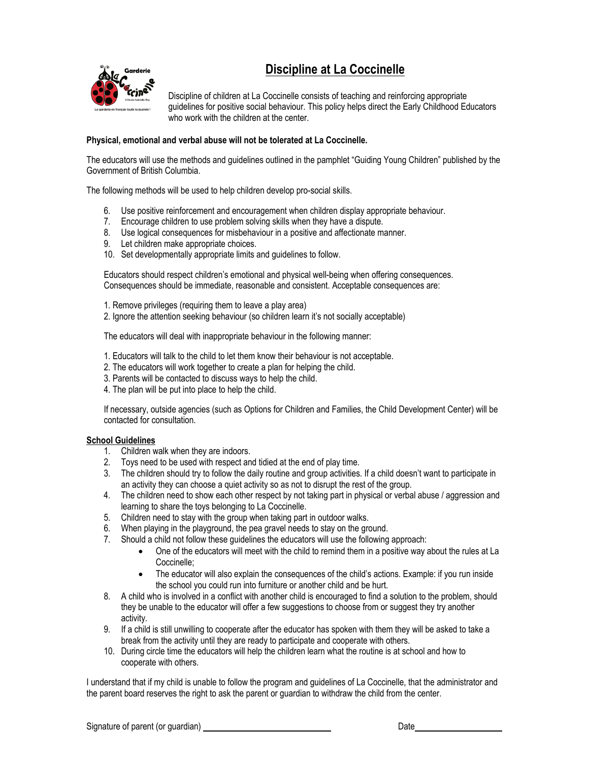# Discipline at La Coccinelle

Discipline of children at La Coccinelle consists of teaching and reinforcing appropriate guidelines for positive social behaviour. This policy helps direct the Early Childhood Educators who work with the children at the center.

**Physical, emotional and verbal abuse will not be tolerated at La Coccinelle.**

The educators will use the methods and guidelines outlined in the pamphlet "Guiding Young Children" published by the Government of British Columbia.

The following methods will be used to help children develop pro-social skills.

6. Use positive reinforcement and encouragement when children display appropriate behaviour.
7. Encourage children to use problem solving skills when they have a dispute.
8. Use logical consequences for misbehaviour in a positive and affectionate manner.
9. Let children make appropriate choices.
10. Set developmentally appropriate limits and guidelines to follow.

Educators should respect children's emotional and physical well-being when offering consequences. Consequences should be immediate, reasonable and consistent. Acceptable consequences are:

1. Remove privileges (requiring them to leave a play area)
2. Ignore the attention seeking behaviour (so children learn it's not socially acceptable)

The educators will deal with inappropriate behaviour in the following manner:

1. Educators will talk to the child to let them know their behaviour is not acceptable.
2. The educators will work together to create a plan for helping the child.
3. Parents will be contacted to discuss ways to help the child.
4. The plan will be put into place to help the child.

If necessary, outside agencies (such as Options for Children and Families, the Child Development Center) will be contacted for consultation.

**School Guidelines**

1. Children walk when they are indoors.
2. Toys need to be used with respect and tidied at the end of play time.
3. The children should try to follow the daily routine and group activities. If a child doesn't want to participate in an activity they can choose a quiet activity so as not to disrupt the rest of the group.
4. The children need to show each other respect by not taking part in physical or verbal abuse / aggression and learning to share the toys belonging to La Coccinelle.
5. Children need to stay with the group when taking part in outdoor walks.
6. When playing in the playground, the pea gravel needs to stay on the ground.
7. Should a child not follow these guidelines the educators will use the following approach:
   - One of the educators will meet with the child to remind them in a positive way about the rules at La Coccinelle;
   - The educator will also explain the consequences of the child's actions. Example: if you run inside the school you could run into furniture or another child and be hurt.
8. A child who is involved in a conflict with another child is encouraged to find a solution to the problem, should they be unable to the educator will offer a few suggestions to choose from or suggest they try another activity.
9. If a child is still unwilling to cooperate after the educator has spoken with them they will be asked to take a break from the activity until they are ready to participate and cooperate with others.
10. During circle time the educators will help the children learn what the routine is at school and how to cooperate with others.

I understand that if my child is unable to follow the program and guidelines of La Coccinelle, that the administrator and the parent board reserves the right to ask the parent or guardian to withdraw the child from the center.

Signature of parent (or guardian) ______________________ Date ______________